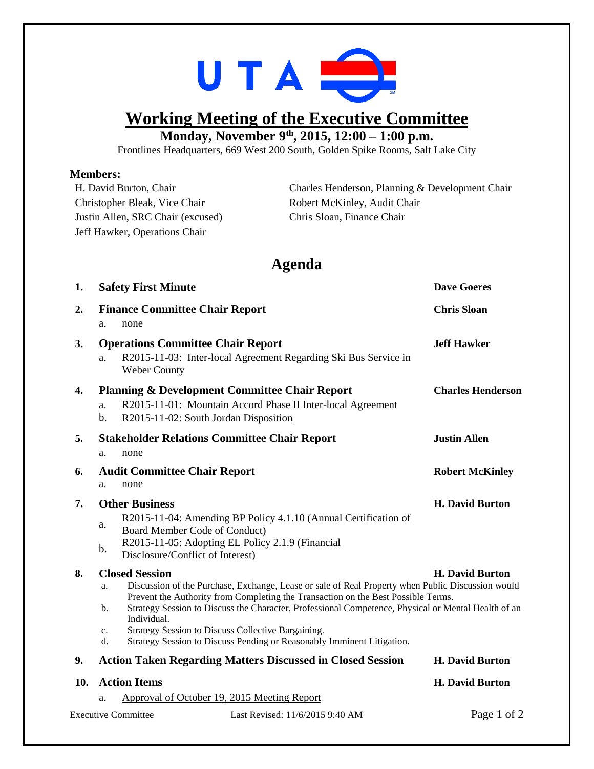# Working Meeting of the Executive Committee

**Monday, November 9th, 2015, 12:00 – 1:00 p.m.**

Frontlines Headquarters, 669 West 200 South, Golden Spike Rooms, Salt Lake City

**Members:**

H. David Burton, Chair
Christopher Bleak, Vice Chair
Justin Allen, SRC Chair (excused)
Jeff Hawker, Operations Chair
Charles Henderson, Planning & Development Chair
Robert McKinley, Audit Chair
Chris Sloan, Finance Chair

## Agenda

1. **Safety First Minute** — **Dave Goeres**

2. **Finance Committee Chair Report** — **Chris Sloan**
   a. none

3. **Operations Committee Chair Report** — **Jeff Hawker**
   a. R2015-11-03: Inter-local Agreement Regarding Ski Bus Service in Weber County

4. **Planning & Development Committee Chair Report** — **Charles Henderson**
   a. R2015-11-01: Mountain Accord Phase II Inter-local Agreement
   b. R2015-11-02: South Jordan Disposition

5. **Stakeholder Relations Committee Chair Report** — **Justin Allen**
   a. none

6. **Audit Committee Chair Report** — **Robert McKinley**
   a. none

7. **Other Business** — **H. David Burton**
   a. R2015-11-04: Amending BP Policy 4.1.10 (Annual Certification of Board Member Code of Conduct)
   b. R2015-11-05: Adopting EL Policy 2.1.9 (Financial Disclosure/Conflict of Interest)

8. **Closed Session** — **H. David Burton**
   a. Discussion of the Purchase, Exchange, Lease or sale of Real Property when Public Discussion would Prevent the Authority from Completing the Transaction on the Best Possible Terms.
   b. Strategy Session to Discuss the Character, Professional Competence, Physical or Mental Health of an Individual.
   c. Strategy Session to Discuss Collective Bargaining.
   d. Strategy Session to Discuss Pending or Reasonably Imminent Litigation.

9. **Action Taken Regarding Matters Discussed in Closed Session** — **H. David Burton**

10. **Action Items** — **H. David Burton**
    a. Approval of October 19, 2015 Meeting Report

Executive Committee — Last Revised: 11/6/2015 9:40 AM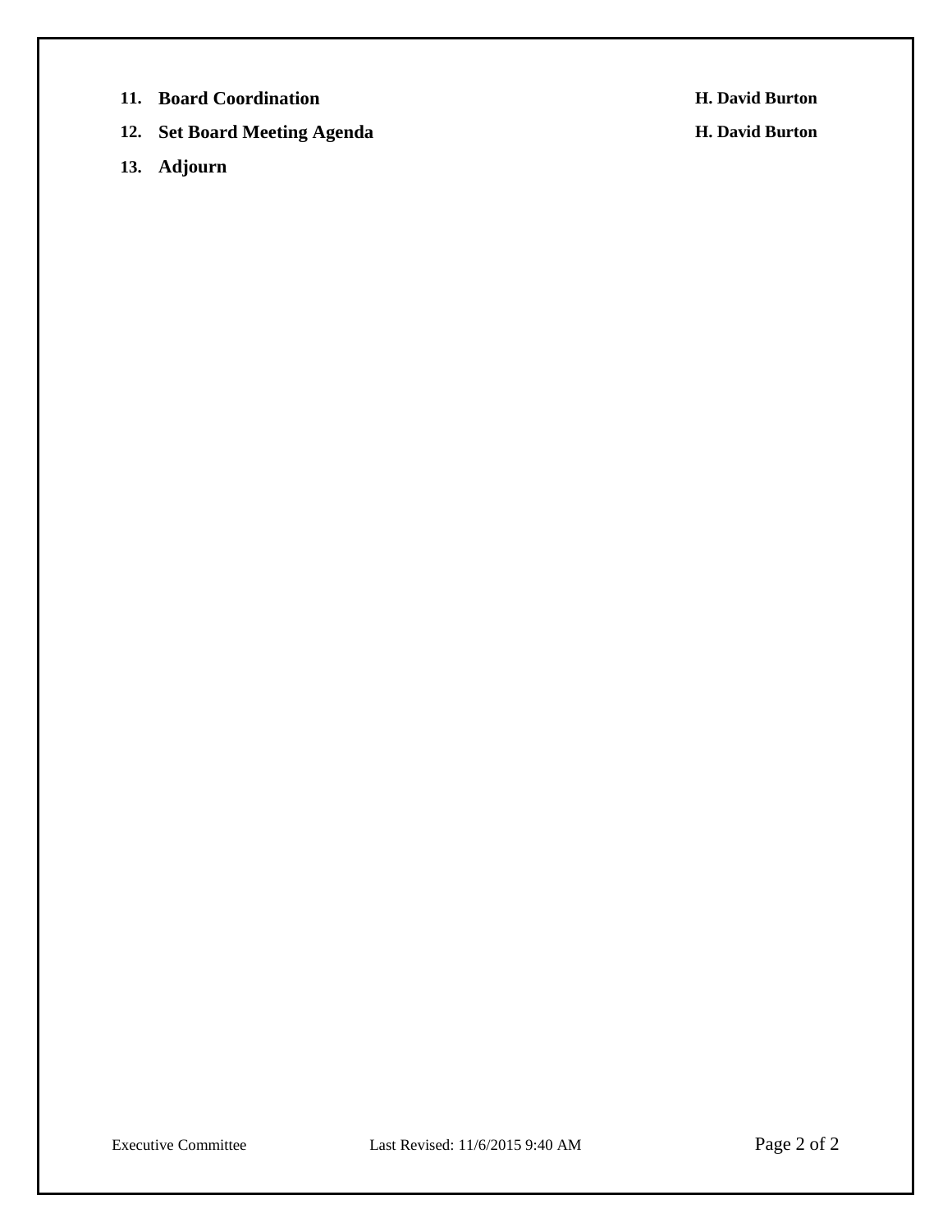11. **Board Coordination** **H. David Burton**
12. **Set Board Meeting Agenda** **H. David Burton**
13. **Adjourn**